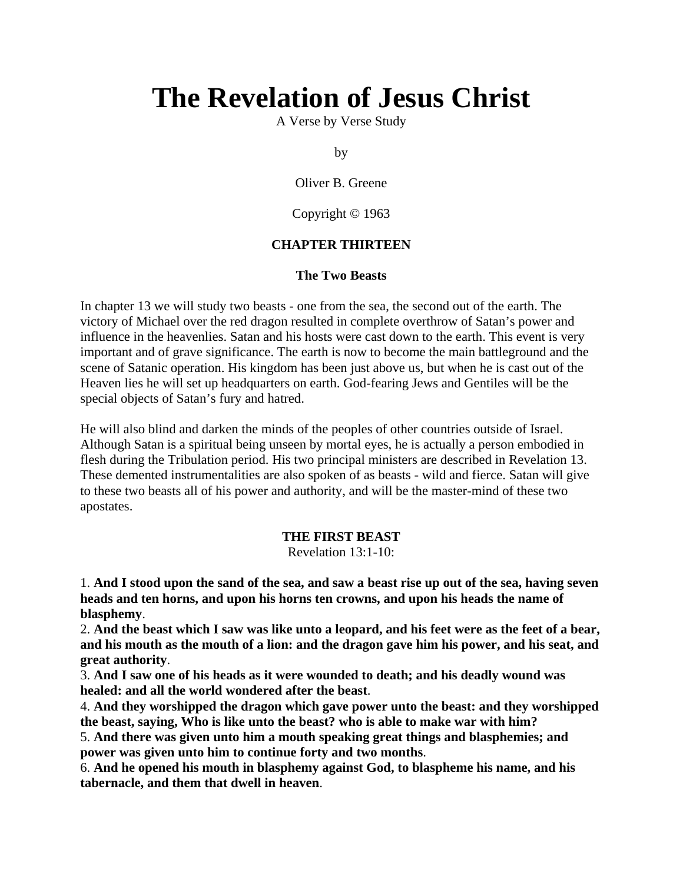# The Revelation of Jesus Christ

A Verse by Verse Study

by

Oliver B. Greene

Copyright © 1963

### CHAPTER THIRTEEN

### The Two Beasts

In chapter 13 we will study two beasts - one from the sea, the second out of the earth. The victory of Michael over the red dragon resulted in complete overthrow of Satan's power and influence in the heavenlies. Satan and his hosts were cast down to the earth. This event is very important and of grave significance. The earth is now to become the main battleground and the scene of Satanic operation. His kingdom has been just above us, but when he is cast out of the Heaven lies he will set up headquarters on earth. God-fearing Jews and Gentiles will be the special objects of Satan's fury and hatred.

He will also blind and darken the minds of the peoples of other countries outside of Israel. Although Satan is a spiritual being unseen by mortal eyes, he is actually a person embodied in flesh during the Tribulation period. His two principal ministers are described in Revelation 13. These demented instrumentalities are also spoken of as beasts - wild and fierce. Satan will give to these two beasts all of his power and authority, and will be the master-mind of these two apostates.

**THE FIRST BEAST**

Revelation 13:1-10:

1. **And I stood upon the sand of the sea, and saw a beast rise up out of the sea, having seven heads and ten horns, and upon his horns ten crowns, and upon his heads the name of blasphemy**.
2. **And the beast which I saw was like unto a leopard, and his feet were as the feet of a bear, and his mouth as the mouth of a lion: and the dragon gave him his power, and his seat, and great authority**.
3. **And I saw one of his heads as it were wounded to death; and his deadly wound was healed: and all the world wondered after the beast**.
4. **And they worshipped the dragon which gave power unto the beast: and they worshipped the beast, saying, Who is like unto the beast? who is able to make war with him?**
5. **And there was given unto him a mouth speaking great things and blasphemies; and power was given unto him to continue forty and two months**.
6. **And he opened his mouth in blasphemy against God, to blaspheme his name, and his tabernacle, and them that dwell in heaven**.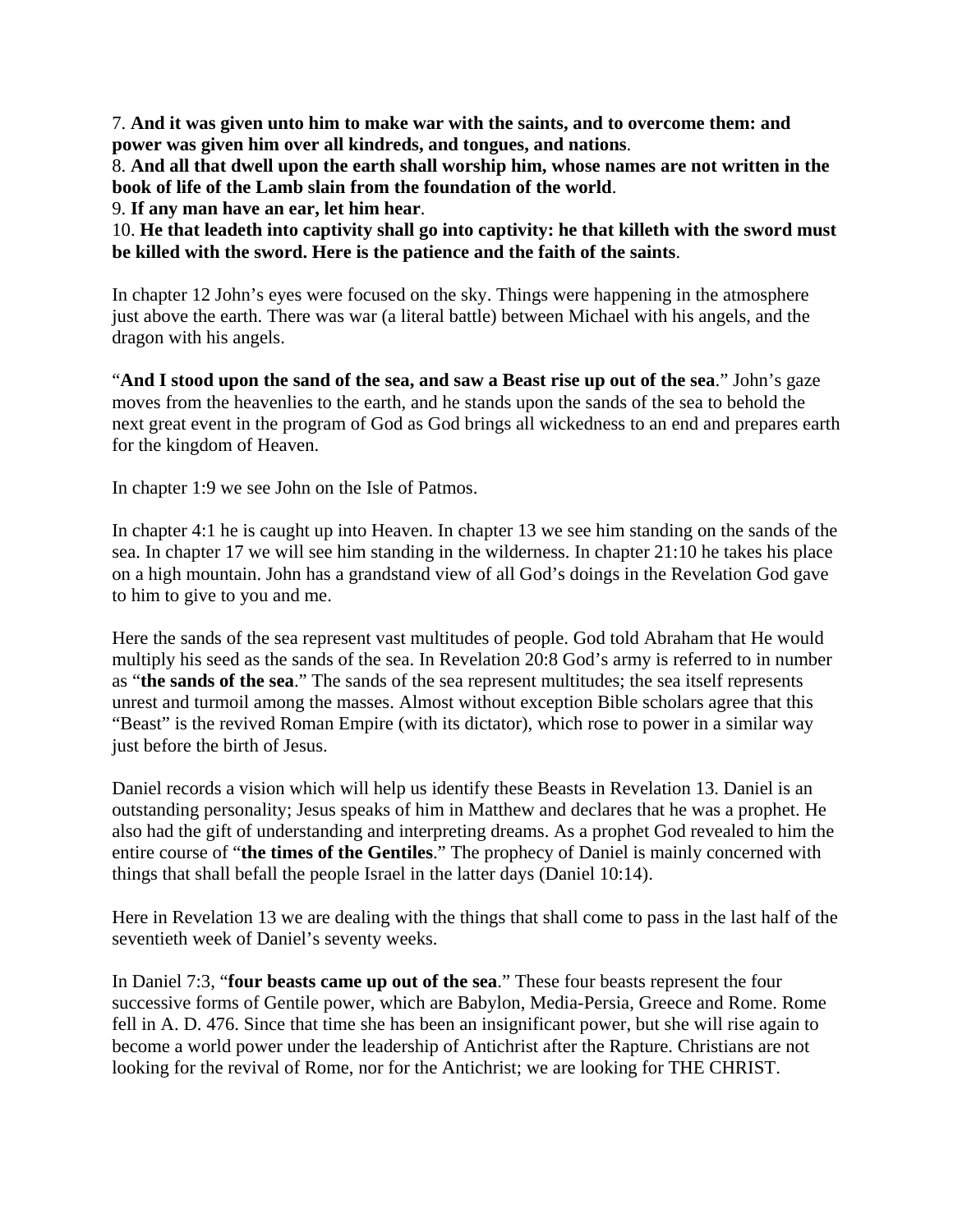7. **And it was given unto him to make war with the saints, and to overcome them: and power was given him over all kindreds, and tongues, and nations**.
8. **And all that dwell upon the earth shall worship him, whose names are not written in the book of life of the Lamb slain from the foundation of the world**.
9. **If any man have an ear, let him hear**.
10. **He that leadeth into captivity shall go into captivity: he that killeth with the sword must be killed with the sword. Here is the patience and the faith of the saints**.

In chapter 12 John's eyes were focused on the sky. Things were happening in the atmosphere just above the earth. There was war (a literal battle) between Michael with his angels, and the dragon with his angels.

"**And I stood upon the sand of the sea, and saw a Beast rise up out of the sea**." John's gaze moves from the heavenlies to the earth, and he stands upon the sands of the sea to behold the next great event in the program of God as God brings all wickedness to an end and prepares earth for the kingdom of Heaven.

In chapter 1:9 we see John on the Isle of Patmos.

In chapter 4:1 he is caught up into Heaven. In chapter 13 we see him standing on the sands of the sea. In chapter 17 we will see him standing in the wilderness. In chapter 21:10 he takes his place on a high mountain. John has a grandstand view of all God's doings in the Revelation God gave to him to give to you and me.

Here the sands of the sea represent vast multitudes of people. God told Abraham that He would multiply his seed as the sands of the sea. In Revelation 20:8 God's army is referred to in number as "**the sands of the sea**." The sands of the sea represent multitudes; the sea itself represents unrest and turmoil among the masses. Almost without exception Bible scholars agree that this "Beast" is the revived Roman Empire (with its dictator), which rose to power in a similar way just before the birth of Jesus.

Daniel records a vision which will help us identify these Beasts in Revelation 13. Daniel is an outstanding personality; Jesus speaks of him in Matthew and declares that he was a prophet. He also had the gift of understanding and interpreting dreams. As a prophet God revealed to him the entire course of "**the times of the Gentiles**." The prophecy of Daniel is mainly concerned with things that shall befall the people Israel in the latter days (Daniel 10:14).

Here in Revelation 13 we are dealing with the things that shall come to pass in the last half of the seventieth week of Daniel's seventy weeks.

In Daniel 7:3, "**four beasts came up out of the sea**." These four beasts represent the four successive forms of Gentile power, which are Babylon, Media-Persia, Greece and Rome. Rome fell in A. D. 476. Since that time she has been an insignificant power, but she will rise again to become a world power under the leadership of Antichrist after the Rapture. Christians are not looking for the revival of Rome, nor for the Antichrist; we are looking for THE CHRIST.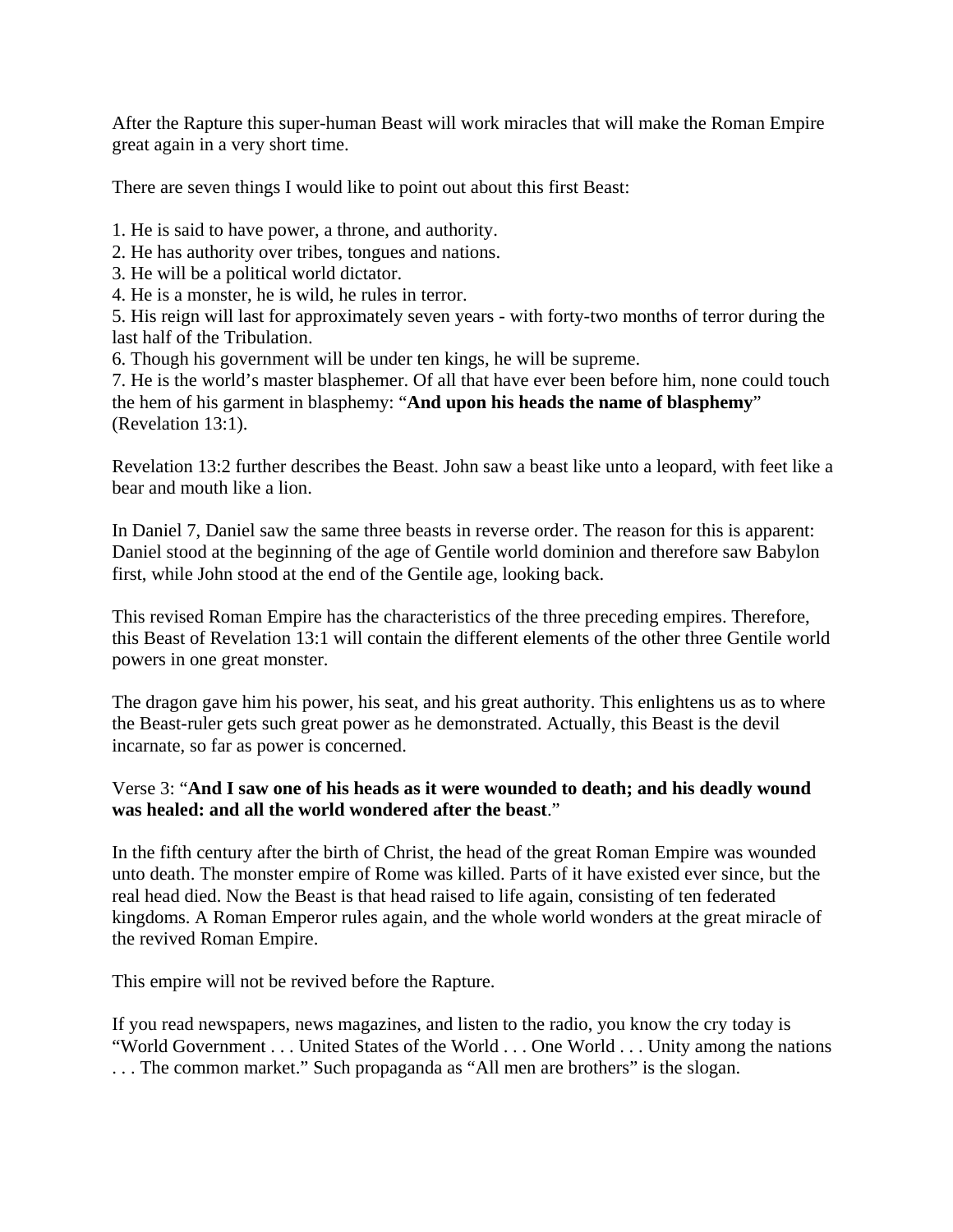After the Rapture this super-human Beast will work miracles that will make the Roman Empire great again in a very short time.

There are seven things I would like to point out about this first Beast:

1. He is said to have power, a throne, and authority.
2. He has authority over tribes, tongues and nations.
3. He will be a political world dictator.
4. He is a monster, he is wild, he rules in terror.
5. His reign will last for approximately seven years - with forty-two months of terror during the last half of the Tribulation.
6. Though his government will be under ten kings, he will be supreme.
7. He is the world's master blasphemer. Of all that have ever been before him, none could touch the hem of his garment in blasphemy: "**And upon his heads the name of blasphemy**" (Revelation 13:1).

Revelation 13:2 further describes the Beast. John saw a beast like unto a leopard, with feet like a bear and mouth like a lion.

In Daniel 7, Daniel saw the same three beasts in reverse order. The reason for this is apparent: Daniel stood at the beginning of the age of Gentile world dominion and therefore saw Babylon first, while John stood at the end of the Gentile age, looking back.

This revised Roman Empire has the characteristics of the three preceding empires. Therefore, this Beast of Revelation 13:1 will contain the different elements of the other three Gentile world powers in one great monster.

The dragon gave him his power, his seat, and his great authority. This enlightens us as to where the Beast-ruler gets such great power as he demonstrated. Actually, this Beast is the devil incarnate, so far as power is concerned.

Verse 3: "**And I saw one of his heads as it were wounded to death; and his deadly wound was healed: and all the world wondered after the beast**."

In the fifth century after the birth of Christ, the head of the great Roman Empire was wounded unto death. The monster empire of Rome was killed. Parts of it have existed ever since, but the real head died. Now the Beast is that head raised to life again, consisting of ten federated kingdoms. A Roman Emperor rules again, and the whole world wonders at the great miracle of the revived Roman Empire.

This empire will not be revived before the Rapture.

If you read newspapers, news magazines, and listen to the radio, you know the cry today is "World Government . . . United States of the World . . . One World . . . Unity among the nations . . . The common market." Such propaganda as "All men are brothers" is the slogan.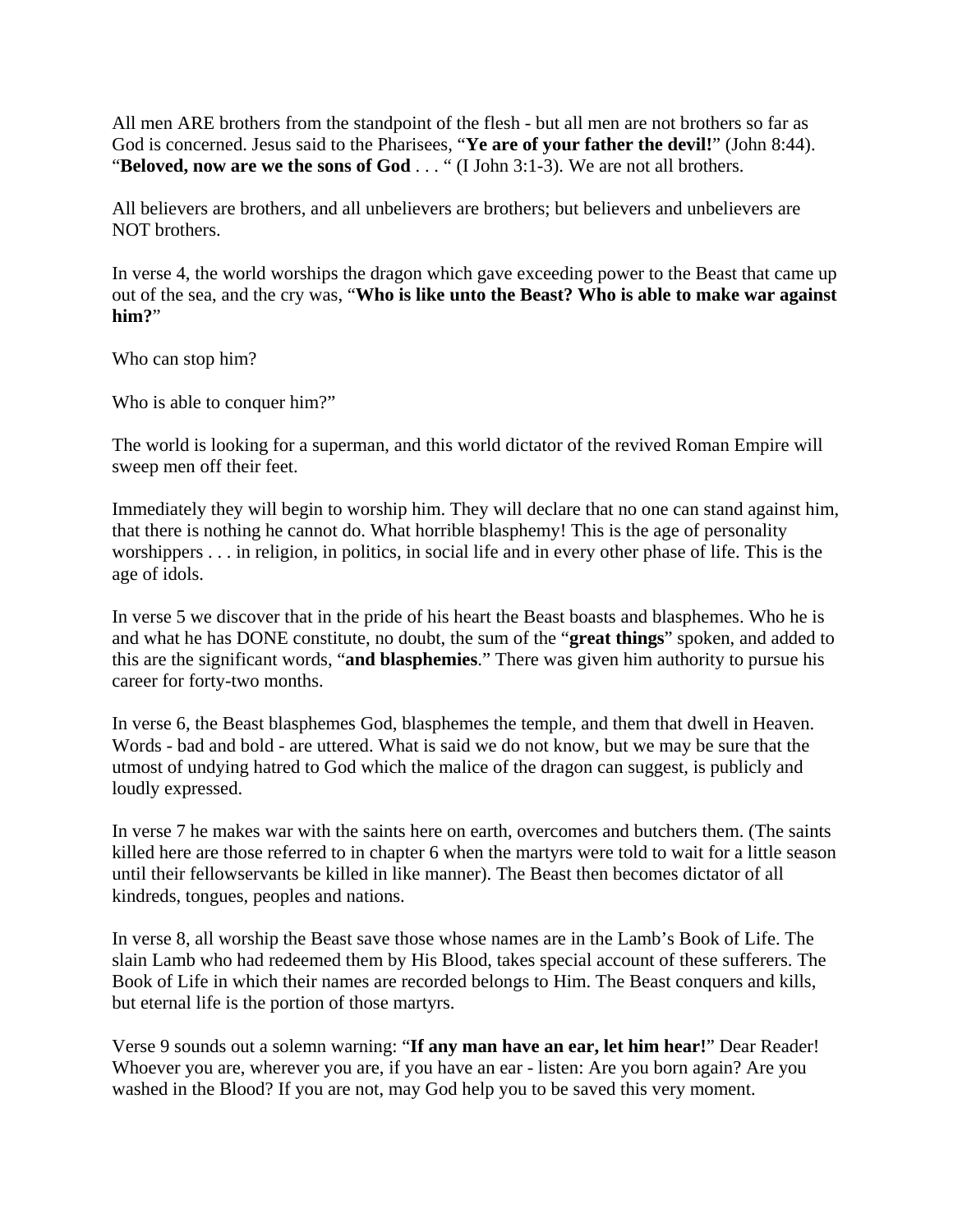All men ARE brothers from the standpoint of the flesh - but all men are not brothers so far as God is concerned. Jesus said to the Pharisees, "**Ye are of your father the devil!**" (John 8:44). "**Beloved, now are we the sons of God** . . . " (I John 3:1-3). We are not all brothers.

All believers are brothers, and all unbelievers are brothers; but believers and unbelievers are NOT brothers.

In verse 4, the world worships the dragon which gave exceeding power to the Beast that came up out of the sea, and the cry was, "**Who is like unto the Beast? Who is able to make war against him?**"

Who can stop him?

Who is able to conquer him?"

The world is looking for a superman, and this world dictator of the revived Roman Empire will sweep men off their feet.

Immediately they will begin to worship him. They will declare that no one can stand against him, that there is nothing he cannot do. What horrible blasphemy! This is the age of personality worshippers . . . in religion, in politics, in social life and in every other phase of life. This is the age of idols.

In verse 5 we discover that in the pride of his heart the Beast boasts and blasphemes. Who he is and what he has DONE constitute, no doubt, the sum of the "**great things**" spoken, and added to this are the significant words, "**and blasphemies**." There was given him authority to pursue his career for forty-two months.

In verse 6, the Beast blasphemes God, blasphemes the temple, and them that dwell in Heaven. Words - bad and bold - are uttered. What is said we do not know, but we may be sure that the utmost of undying hatred to God which the malice of the dragon can suggest, is publicly and loudly expressed.

In verse 7 he makes war with the saints here on earth, overcomes and butchers them. (The saints killed here are those referred to in chapter 6 when the martyrs were told to wait for a little season until their fellowservants be killed in like manner). The Beast then becomes dictator of all kindreds, tongues, peoples and nations.

In verse 8, all worship the Beast save those whose names are in the Lamb's Book of Life. The slain Lamb who had redeemed them by His Blood, takes special account of these sufferers. The Book of Life in which their names are recorded belongs to Him. The Beast conquers and kills, but eternal life is the portion of those martyrs.

Verse 9 sounds out a solemn warning: "**If any man have an ear, let him hear!**" Dear Reader! Whoever you are, wherever you are, if you have an ear - listen: Are you born again? Are you washed in the Blood? If you are not, may God help you to be saved this very moment.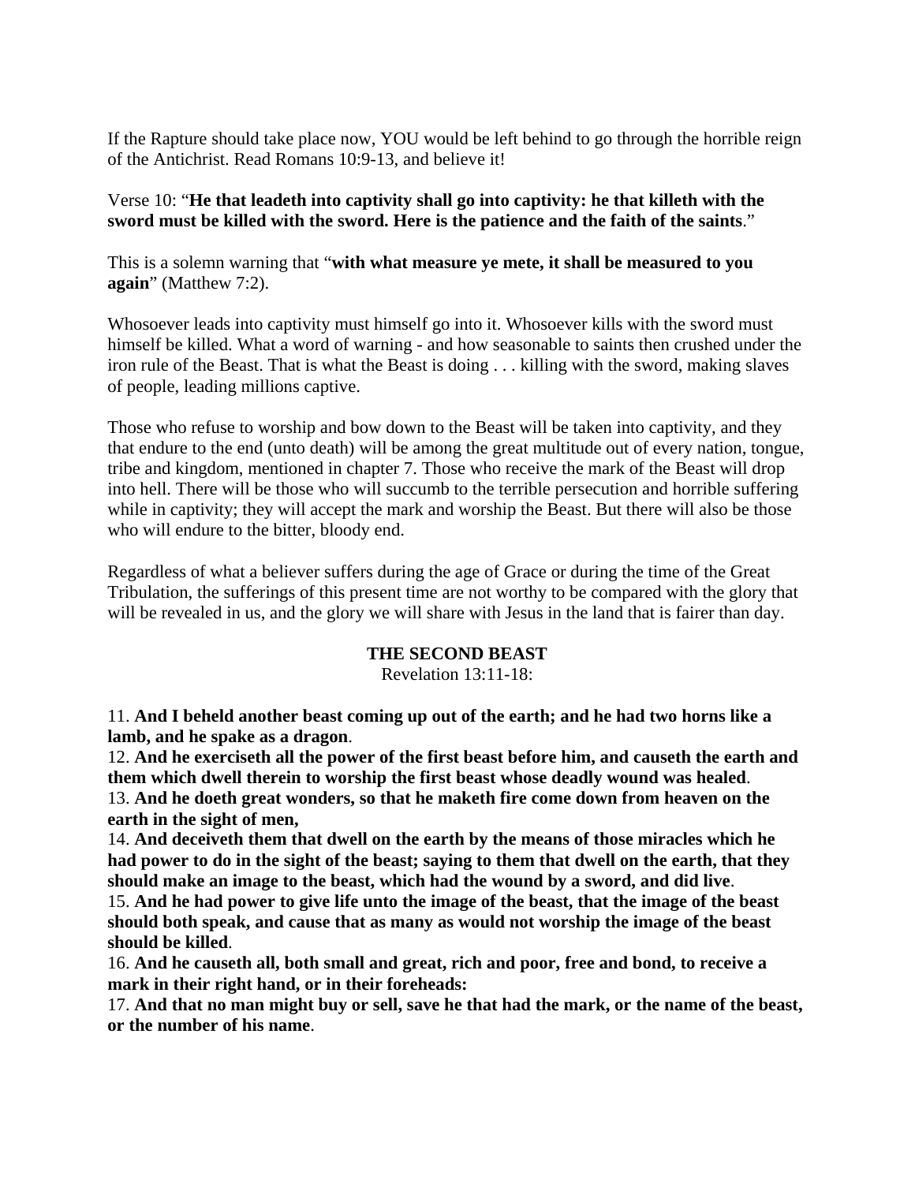If the Rapture should take place now, YOU would be left behind to go through the horrible reign of the Antichrist. Read Romans 10:9-13, and believe it!

Verse 10: "**He that leadeth into captivity shall go into captivity: he that killeth with the sword must be killed with the sword. Here is the patience and the faith of the saints**."

This is a solemn warning that "**with what measure ye mete, it shall be measured to you again**" (Matthew 7:2).

Whosoever leads into captivity must himself go into it. Whosoever kills with the sword must himself be killed. What a word of warning - and how seasonable to saints then crushed under the iron rule of the Beast. That is what the Beast is doing . . . killing with the sword, making slaves of people, leading millions captive.

Those who refuse to worship and bow down to the Beast will be taken into captivity, and they that endure to the end (unto death) will be among the great multitude out of every nation, tongue, tribe and kingdom, mentioned in chapter 7. Those who receive the mark of the Beast will drop into hell. There will be those who will succumb to the terrible persecution and horrible suffering while in captivity; they will accept the mark and worship the Beast. But there will also be those who will endure to the bitter, bloody end.

Regardless of what a believer suffers during the age of Grace or during the time of the Great Tribulation, the sufferings of this present time are not worthy to be compared with the glory that will be revealed in us, and the glory we will share with Jesus in the land that is fairer than day.

## THE SECOND BEAST

Revelation 13:11-18:

11. **And I beheld another beast coming up out of the earth; and he had two horns like a lamb, and he spake as a dragon**.
12. **And he exerciseth all the power of the first beast before him, and causeth the earth and them which dwell therein to worship the first beast whose deadly wound was healed**.
13. **And he doeth great wonders, so that he maketh fire come down from heaven on the earth in the sight of men,**
14. **And deceiveth them that dwell on the earth by the means of those miracles which he had power to do in the sight of the beast; saying to them that dwell on the earth, that they should make an image to the beast, which had the wound by a sword, and did live**.
15. **And he had power to give life unto the image of the beast, that the image of the beast should both speak, and cause that as many as would not worship the image of the beast should be killed**.
16. **And he causeth all, both small and great, rich and poor, free and bond, to receive a mark in their right hand, or in their foreheads:**
17. **And that no man might buy or sell, save he that had the mark, or the name of the beast, or the number of his name**.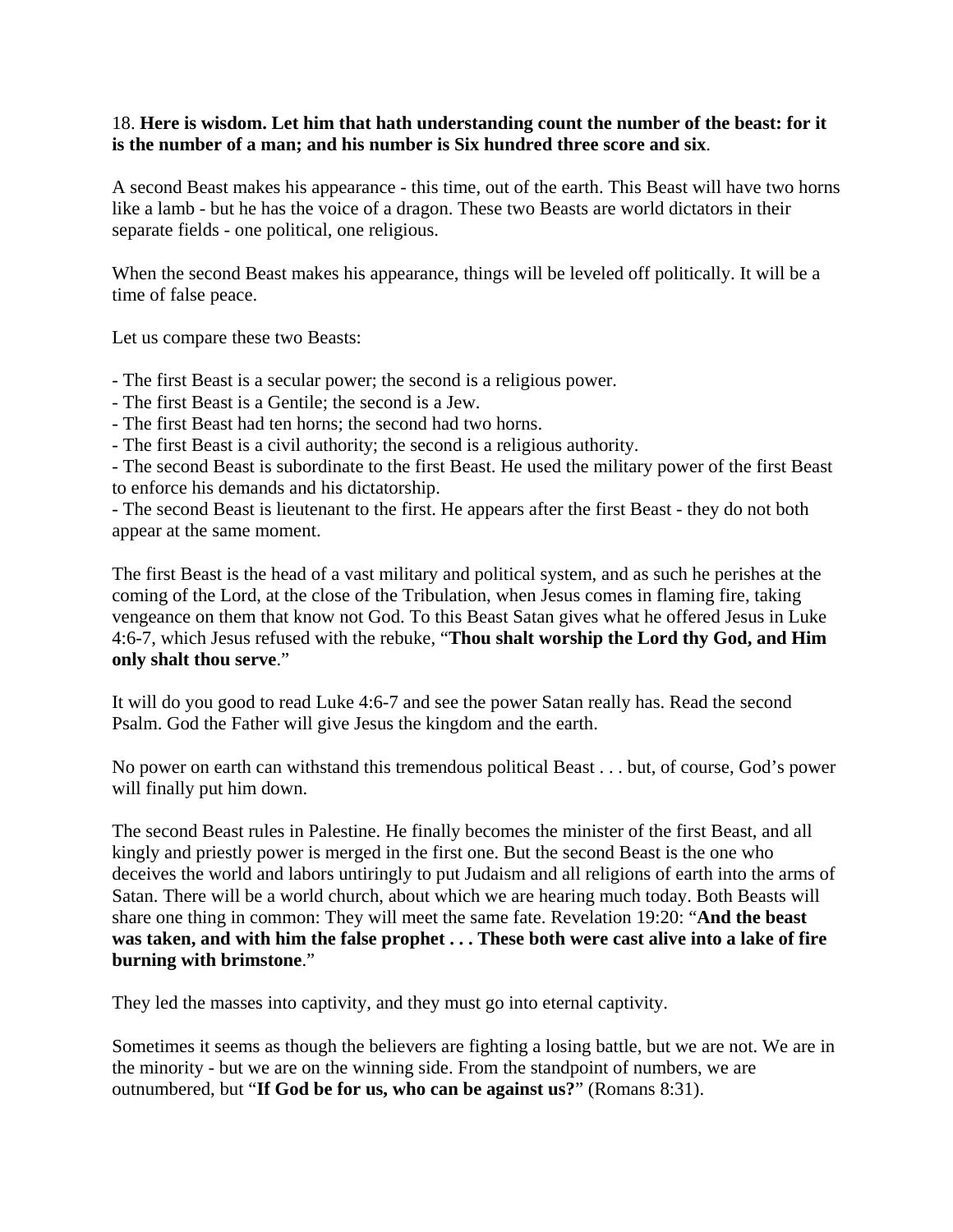18. **Here is wisdom. Let him that hath understanding count the number of the beast: for it is the number of a man; and his number is Six hundred three score and six**.

A second Beast makes his appearance - this time, out of the earth. This Beast will have two horns like a lamb - but he has the voice of a dragon. These two Beasts are world dictators in their separate fields - one political, one religious.

When the second Beast makes his appearance, things will be leveled off politically. It will be a time of false peace.

Let us compare these two Beasts:

- The first Beast is a secular power; the second is a religious power.
- The first Beast is a Gentile; the second is a Jew.
- The first Beast had ten horns; the second had two horns.
- The first Beast is a civil authority; the second is a religious authority.
- The second Beast is subordinate to the first Beast. He used the military power of the first Beast to enforce his demands and his dictatorship.
- The second Beast is lieutenant to the first. He appears after the first Beast - they do not both appear at the same moment.

The first Beast is the head of a vast military and political system, and as such he perishes at the coming of the Lord, at the close of the Tribulation, when Jesus comes in flaming fire, taking vengeance on them that know not God. To this Beast Satan gives what he offered Jesus in Luke 4:6-7, which Jesus refused with the rebuke, "**Thou shalt worship the Lord thy God, and Him only shalt thou serve**."

It will do you good to read Luke 4:6-7 and see the power Satan really has. Read the second Psalm. God the Father will give Jesus the kingdom and the earth.

No power on earth can withstand this tremendous political Beast . . . but, of course, God's power will finally put him down.

The second Beast rules in Palestine. He finally becomes the minister of the first Beast, and all kingly and priestly power is merged in the first one. But the second Beast is the one who deceives the world and labors untiringly to put Judaism and all religions of earth into the arms of Satan. There will be a world church, about which we are hearing much today. Both Beasts will share one thing in common: They will meet the same fate. Revelation 19:20: "**And the beast was taken, and with him the false prophet . . . These both were cast alive into a lake of fire burning with brimstone**."

They led the masses into captivity, and they must go into eternal captivity.

Sometimes it seems as though the believers are fighting a losing battle, but we are not. We are in the minority - but we are on the winning side. From the standpoint of numbers, we are outnumbered, but "**If God be for us, who can be against us?**" (Romans 8:31).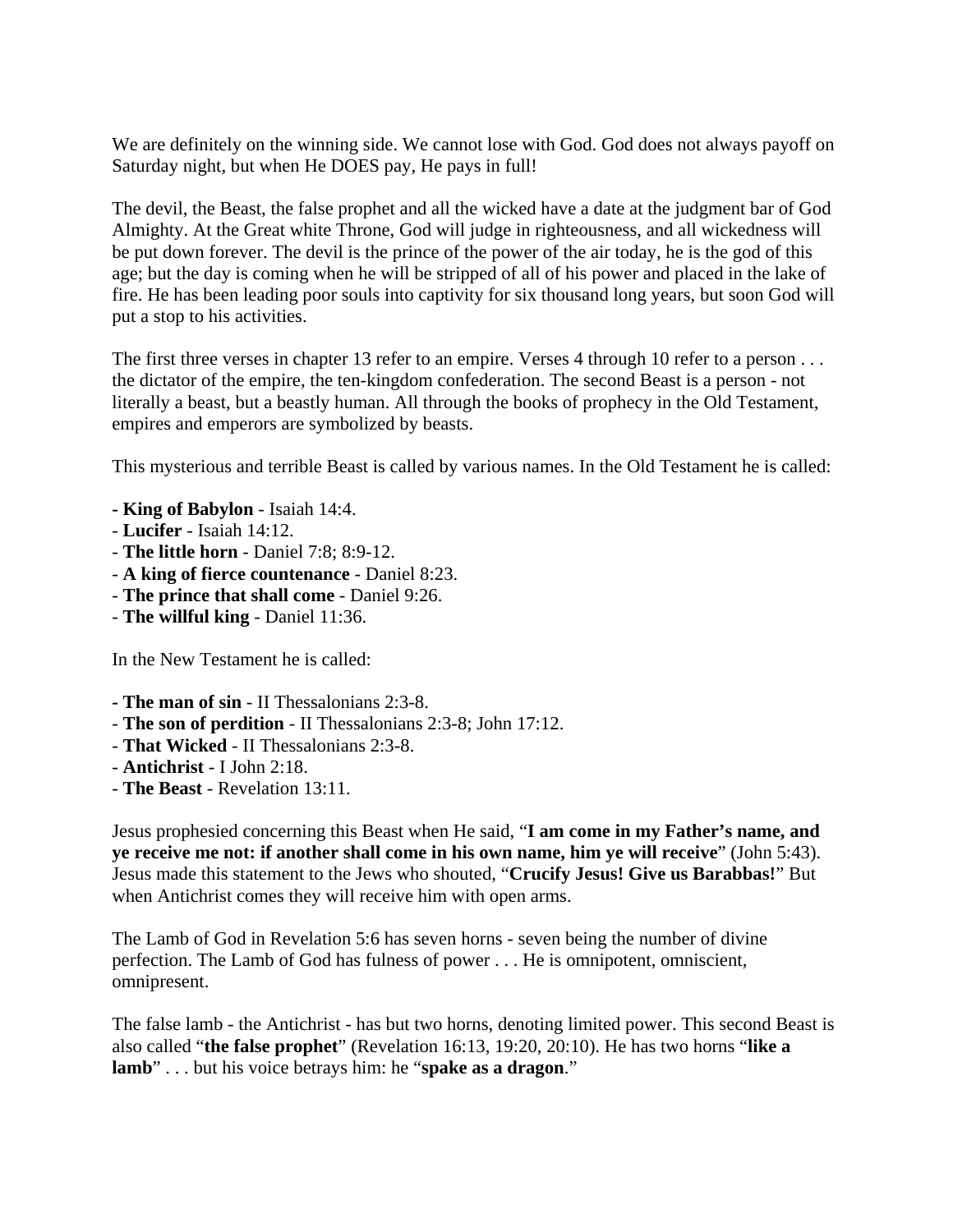We are definitely on the winning side. We cannot lose with God. God does not always payoff on Saturday night, but when He DOES pay, He pays in full!

The devil, the Beast, the false prophet and all the wicked have a date at the judgment bar of God Almighty. At the Great white Throne, God will judge in righteousness, and all wickedness will be put down forever. The devil is the prince of the power of the air today, he is the god of this age; but the day is coming when he will be stripped of all of his power and placed in the lake of fire. He has been leading poor souls into captivity for six thousand long years, but soon God will put a stop to his activities.

The first three verses in chapter 13 refer to an empire. Verses 4 through 10 refer to a person . . . the dictator of the empire, the ten-kingdom confederation. The second Beast is a person - not literally a beast, but a beastly human. All through the books of prophecy in the Old Testament, empires and emperors are symbolized by beasts.

This mysterious and terrible Beast is called by various names. In the Old Testament he is called:

- **King of Babylon** - Isaiah 14:4.
- **Lucifer** - Isaiah 14:12.
- **The little horn** - Daniel 7:8; 8:9-12.
- **A king of fierce countenance** - Daniel 8:23.
- **The prince that shall come** - Daniel 9:26.
- **The willful king** - Daniel 11:36.

In the New Testament he is called:

- **The man of sin** - II Thessalonians 2:3-8.
- **The son of perdition** - II Thessalonians 2:3-8; John 17:12.
- **That Wicked** - II Thessalonians 2:3-8.
- **Antichrist** - I John 2:18.
- **The Beast** - Revelation 13:11.

Jesus prophesied concerning this Beast when He said, "**I am come in my Father's name, and ye receive me not: if another shall come in his own name, him ye will receive**" (John 5:43). Jesus made this statement to the Jews who shouted, "**Crucify Jesus! Give us Barabbas!**" But when Antichrist comes they will receive him with open arms.

The Lamb of God in Revelation 5:6 has seven horns - seven being the number of divine perfection. The Lamb of God has fulness of power . . . He is omnipotent, omniscient, omnipresent.

The false lamb - the Antichrist - has but two horns, denoting limited power. This second Beast is also called "**the false prophet**" (Revelation 16:13, 19:20, 20:10). He has two horns "**like a lamb**" . . . but his voice betrays him: he "**spake as a dragon**."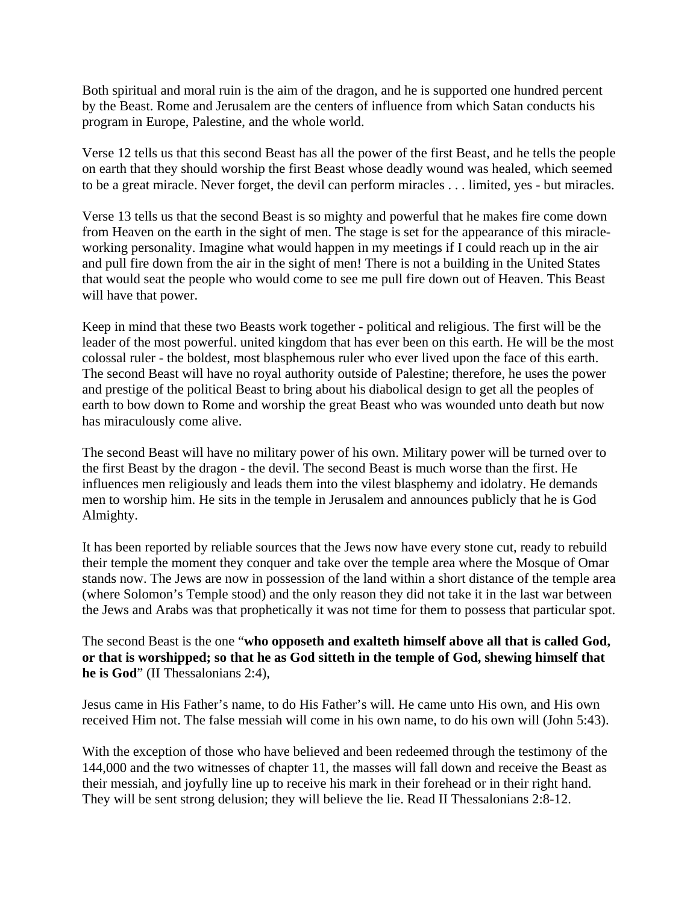Both spiritual and moral ruin is the aim of the dragon, and he is supported one hundred percent by the Beast. Rome and Jerusalem are the centers of influence from which Satan conducts his program in Europe, Palestine, and the whole world.

Verse 12 tells us that this second Beast has all the power of the first Beast, and he tells the people on earth that they should worship the first Beast whose deadly wound was healed, which seemed to be a great miracle. Never forget, the devil can perform miracles . . . limited, yes - but miracles.

Verse 13 tells us that the second Beast is so mighty and powerful that he makes fire come down from Heaven on the earth in the sight of men. The stage is set for the appearance of this miracle-working personality. Imagine what would happen in my meetings if I could reach up in the air and pull fire down from the air in the sight of men! There is not a building in the United States that would seat the people who would come to see me pull fire down out of Heaven. This Beast will have that power.

Keep in mind that these two Beasts work together - political and religious. The first will be the leader of the most powerful. united kingdom that has ever been on this earth. He will be the most colossal ruler - the boldest, most blasphemous ruler who ever lived upon the face of this earth. The second Beast will have no royal authority outside of Palestine; therefore, he uses the power and prestige of the political Beast to bring about his diabolical design to get all the peoples of earth to bow down to Rome and worship the great Beast who was wounded unto death but now has miraculously come alive.

The second Beast will have no military power of his own. Military power will be turned over to the first Beast by the dragon - the devil. The second Beast is much worse than the first. He influences men religiously and leads them into the vilest blasphemy and idolatry. He demands men to worship him. He sits in the temple in Jerusalem and announces publicly that he is God Almighty.

It has been reported by reliable sources that the Jews now have every stone cut, ready to rebuild their temple the moment they conquer and take over the temple area where the Mosque of Omar stands now. The Jews are now in possession of the land within a short distance of the temple area (where Solomon's Temple stood) and the only reason they did not take it in the last war between the Jews and Arabs was that prophetically it was not time for them to possess that particular spot.

The second Beast is the one "**who opposeth and exalteth himself above all that is called God, or that is worshipped; so that he as God sitteth in the temple of God, shewing himself that he is God**" (II Thessalonians 2:4),

Jesus came in His Father's name, to do His Father's will. He came unto His own, and His own received Him not. The false messiah will come in his own name, to do his own will (John 5:43).

With the exception of those who have believed and been redeemed through the testimony of the 144,000 and the two witnesses of chapter 11, the masses will fall down and receive the Beast as their messiah, and joyfully line up to receive his mark in their forehead or in their right hand. They will be sent strong delusion; they will believe the lie. Read II Thessalonians 2:8-12.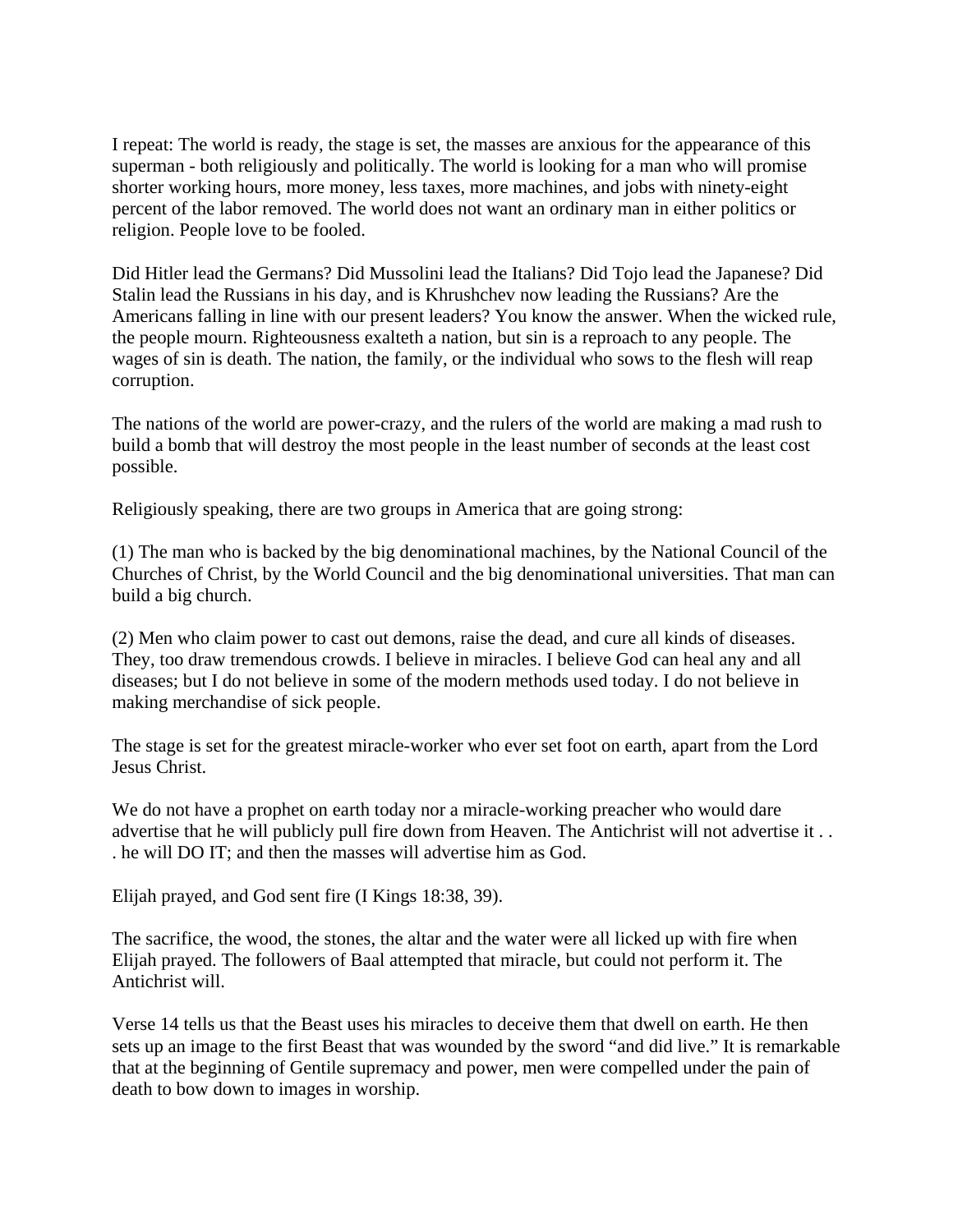I repeat: The world is ready, the stage is set, the masses are anxious for the appearance of this superman - both religiously and politically. The world is looking for a man who will promise shorter working hours, more money, less taxes, more machines, and jobs with ninety-eight percent of the labor removed. The world does not want an ordinary man in either politics or religion. People love to be fooled.

Did Hitler lead the Germans? Did Mussolini lead the Italians? Did Tojo lead the Japanese? Did Stalin lead the Russians in his day, and is Khrushchev now leading the Russians? Are the Americans falling in line with our present leaders? You know the answer. When the wicked rule, the people mourn. Righteousness exalteth a nation, but sin is a reproach to any people. The wages of sin is death. The nation, the family, or the individual who sows to the flesh will reap corruption.

The nations of the world are power-crazy, and the rulers of the world are making a mad rush to build a bomb that will destroy the most people in the least number of seconds at the least cost possible.

Religiously speaking, there are two groups in America that are going strong:

(1) The man who is backed by the big denominational machines, by the National Council of the Churches of Christ, by the World Council and the big denominational universities. That man can build a big church.

(2) Men who claim power to cast out demons, raise the dead, and cure all kinds of diseases. They, too draw tremendous crowds. I believe in miracles. I believe God can heal any and all diseases; but I do not believe in some of the modern methods used today. I do not believe in making merchandise of sick people.

The stage is set for the greatest miracle-worker who ever set foot on earth, apart from the Lord Jesus Christ.

We do not have a prophet on earth today nor a miracle-working preacher who would dare advertise that he will publicly pull fire down from Heaven. The Antichrist will not advertise it . . . he will DO IT; and then the masses will advertise him as God.

Elijah prayed, and God sent fire (I Kings 18:38, 39).

The sacrifice, the wood, the stones, the altar and the water were all licked up with fire when Elijah prayed. The followers of Baal attempted that miracle, but could not perform it. The Antichrist will.

Verse 14 tells us that the Beast uses his miracles to deceive them that dwell on earth. He then sets up an image to the first Beast that was wounded by the sword "and did live." It is remarkable that at the beginning of Gentile supremacy and power, men were compelled under the pain of death to bow down to images in worship.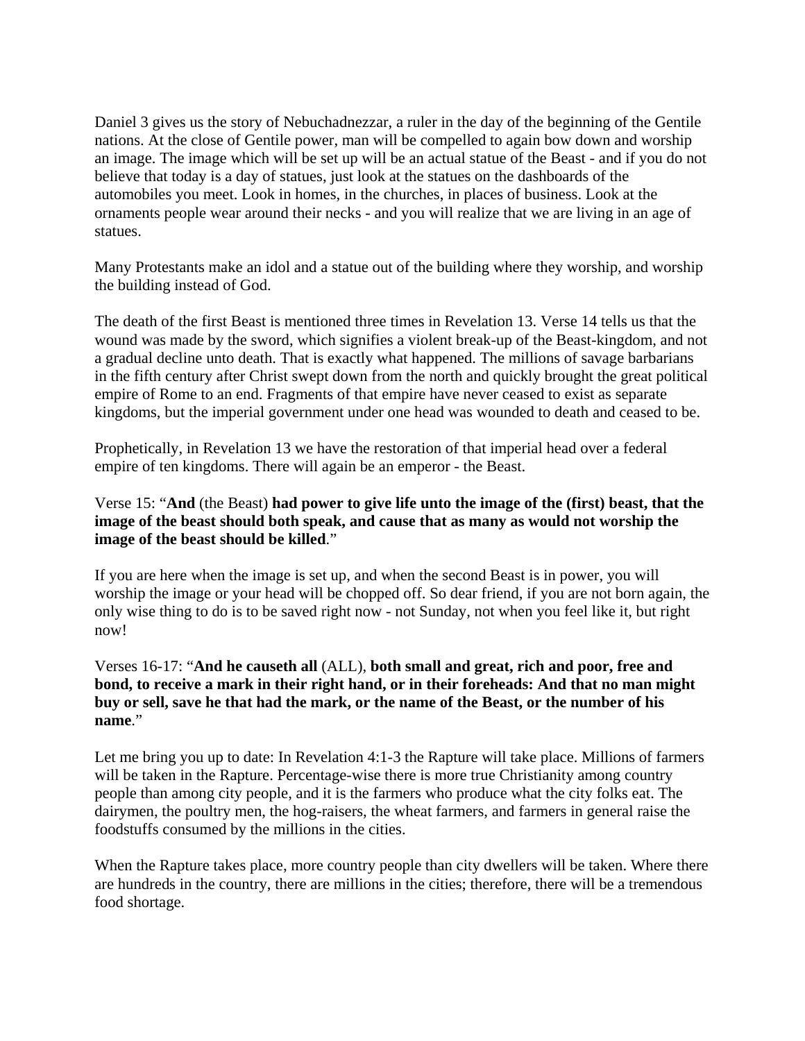Daniel 3 gives us the story of Nebuchadnezzar, a ruler in the day of the beginning of the Gentile nations. At the close of Gentile power, man will be compelled to again bow down and worship an image. The image which will be set up will be an actual statue of the Beast - and if you do not believe that today is a day of statues, just look at the statues on the dashboards of the automobiles you meet. Look in homes, in the churches, in places of business. Look at the ornaments people wear around their necks - and you will realize that we are living in an age of statues.

Many Protestants make an idol and a statue out of the building where they worship, and worship the building instead of God.

The death of the first Beast is mentioned three times in Revelation 13. Verse 14 tells us that the wound was made by the sword, which signifies a violent break-up of the Beast-kingdom, and not a gradual decline unto death. That is exactly what happened. The millions of savage barbarians in the fifth century after Christ swept down from the north and quickly brought the great political empire of Rome to an end. Fragments of that empire have never ceased to exist as separate kingdoms, but the imperial government under one head was wounded to death and ceased to be.

Prophetically, in Revelation 13 we have the restoration of that imperial head over a federal empire of ten kingdoms. There will again be an emperor - the Beast.

Verse 15: "**And** (the Beast) **had power to give life unto the image of the (first) beast, that the image of the beast should both speak, and cause that as many as would not worship the image of the beast should be killed**."

If you are here when the image is set up, and when the second Beast is in power, you will worship the image or your head will be chopped off. So dear friend, if you are not born again, the only wise thing to do is to be saved right now - not Sunday, not when you feel like it, but right now!

Verses 16-17: "**And he causeth all** (ALL), **both small and great, rich and poor, free and bond, to receive a mark in their right hand, or in their foreheads: And that no man might buy or sell, save he that had the mark, or the name of the Beast, or the number of his name**."

Let me bring you up to date: In Revelation 4:1-3 the Rapture will take place. Millions of farmers will be taken in the Rapture. Percentage-wise there is more true Christianity among country people than among city people, and it is the farmers who produce what the city folks eat. The dairymen, the poultry men, the hog-raisers, the wheat farmers, and farmers in general raise the foodstuffs consumed by the millions in the cities.

When the Rapture takes place, more country people than city dwellers will be taken. Where there are hundreds in the country, there are millions in the cities; therefore, there will be a tremendous food shortage.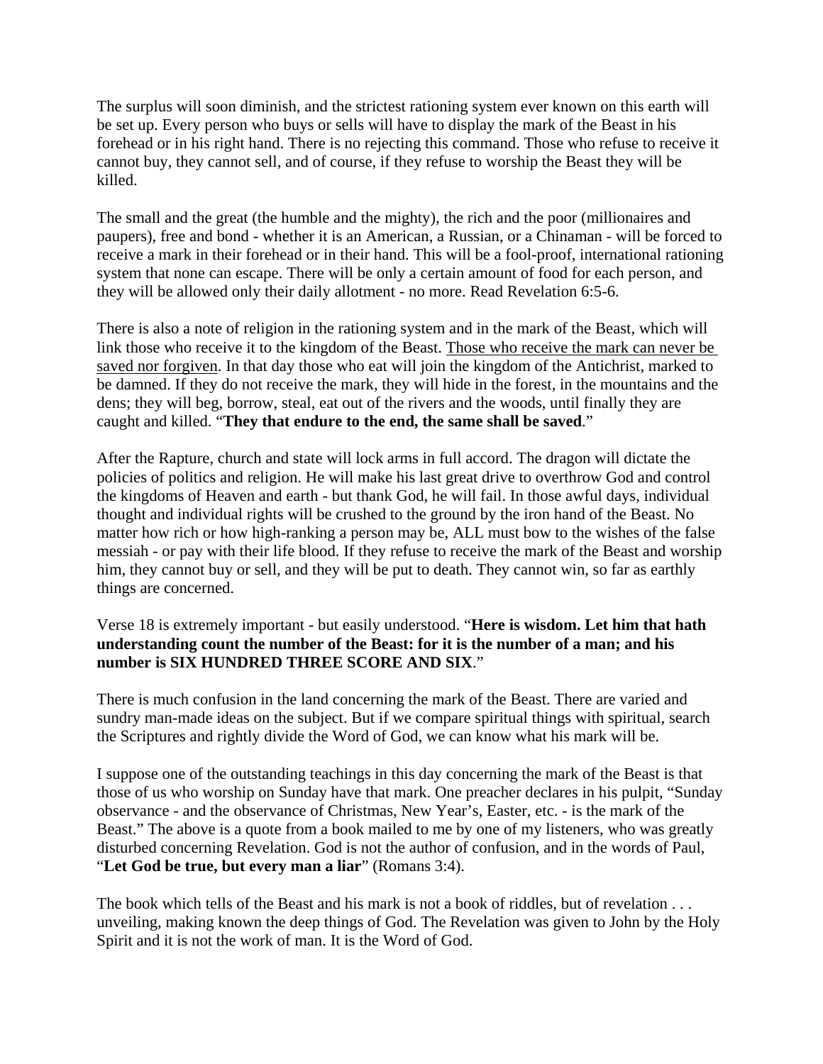The surplus will soon diminish, and the strictest rationing system ever known on this earth will be set up. Every person who buys or sells will have to display the mark of the Beast in his forehead or in his right hand. There is no rejecting this command. Those who refuse to receive it cannot buy, they cannot sell, and of course, if they refuse to worship the Beast they will be killed.

The small and the great (the humble and the mighty), the rich and the poor (millionaires and paupers), free and bond - whether it is an American, a Russian, or a Chinaman - will be forced to receive a mark in their forehead or in their hand. This will be a fool-proof, international rationing system that none can escape. There will be only a certain amount of food for each person, and they will be allowed only their daily allotment - no more. Read Revelation 6:5-6.

There is also a note of religion in the rationing system and in the mark of the Beast, which will link those who receive it to the kingdom of the Beast. <u>Those who receive the mark can never be saved nor forgiven</u>. In that day those who eat will join the kingdom of the Antichrist, marked to be damned. If they do not receive the mark, they will hide in the forest, in the mountains and the dens; they will beg, borrow, steal, eat out of the rivers and the woods, until finally they are caught and killed. "**They that endure to the end, the same shall be saved**."

After the Rapture, church and state will lock arms in full accord. The dragon will dictate the policies of politics and religion. He will make his last great drive to overthrow God and control the kingdoms of Heaven and earth - but thank God, he will fail. In those awful days, individual thought and individual rights will be crushed to the ground by the iron hand of the Beast. No matter how rich or how high-ranking a person may be, ALL must bow to the wishes of the false messiah - or pay with their life blood. If they refuse to receive the mark of the Beast and worship him, they cannot buy or sell, and they will be put to death. They cannot win, so far as earthly things are concerned.

Verse 18 is extremely important - but easily understood. "**Here is wisdom. Let him that hath understanding count the number of the Beast: for it is the number of a man; and his number is SIX HUNDRED THREE SCORE AND SIX**."

There is much confusion in the land concerning the mark of the Beast. There are varied and sundry man-made ideas on the subject. But if we compare spiritual things with spiritual, search the Scriptures and rightly divide the Word of God, we can know what his mark will be.

I suppose one of the outstanding teachings in this day concerning the mark of the Beast is that those of us who worship on Sunday have that mark. One preacher declares in his pulpit, "Sunday observance - and the observance of Christmas, New Year's, Easter, etc. - is the mark of the Beast." The above is a quote from a book mailed to me by one of my listeners, who was greatly disturbed concerning Revelation. God is not the author of confusion, and in the words of Paul, "**Let God be true, but every man a liar**" (Romans 3:4).

The book which tells of the Beast and his mark is not a book of riddles, but of revelation . . . unveiling, making known the deep things of God. The Revelation was given to John by the Holy Spirit and it is not the work of man. It is the Word of God.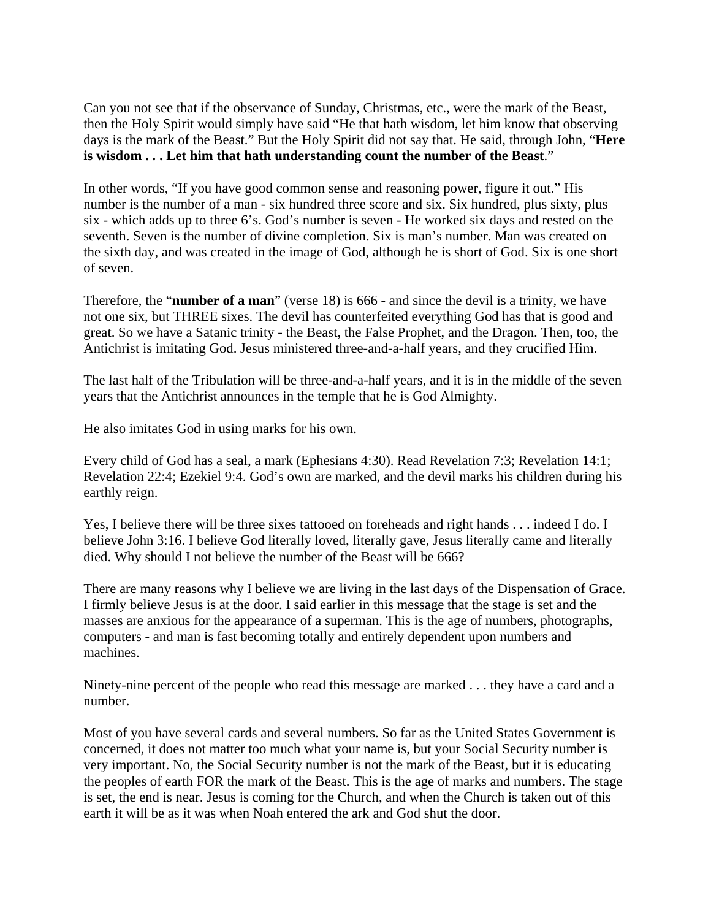Can you not see that if the observance of Sunday, Christmas, etc., were the mark of the Beast, then the Holy Spirit would simply have said "He that hath wisdom, let him know that observing days is the mark of the Beast." But the Holy Spirit did not say that. He said, through John, "**Here is wisdom . . . Let him that hath understanding count the number of the Beast**."

In other words, "If you have good common sense and reasoning power, figure it out." His number is the number of a man - six hundred three score and six. Six hundred, plus sixty, plus six - which adds up to three 6's. God's number is seven - He worked six days and rested on the seventh. Seven is the number of divine completion. Six is man's number. Man was created on the sixth day, and was created in the image of God, although he is short of God. Six is one short of seven.

Therefore, the "**number of a man**" (verse 18) is 666 - and since the devil is a trinity, we have not one six, but THREE sixes. The devil has counterfeited everything God has that is good and great. So we have a Satanic trinity - the Beast, the False Prophet, and the Dragon. Then, too, the Antichrist is imitating God. Jesus ministered three-and-a-half years, and they crucified Him.

The last half of the Tribulation will be three-and-a-half years, and it is in the middle of the seven years that the Antichrist announces in the temple that he is God Almighty.

He also imitates God in using marks for his own.

Every child of God has a seal, a mark (Ephesians 4:30). Read Revelation 7:3; Revelation 14:1; Revelation 22:4; Ezekiel 9:4. God's own are marked, and the devil marks his children during his earthly reign.

Yes, I believe there will be three sixes tattooed on foreheads and right hands . . . indeed I do. I believe John 3:16. I believe God literally loved, literally gave, Jesus literally came and literally died. Why should I not believe the number of the Beast will be 666?

There are many reasons why I believe we are living in the last days of the Dispensation of Grace. I firmly believe Jesus is at the door. I said earlier in this message that the stage is set and the masses are anxious for the appearance of a superman. This is the age of numbers, photographs, computers - and man is fast becoming totally and entirely dependent upon numbers and machines.

Ninety-nine percent of the people who read this message are marked . . . they have a card and a number.

Most of you have several cards and several numbers. So far as the United States Government is concerned, it does not matter too much what your name is, but your Social Security number is very important. No, the Social Security number is not the mark of the Beast, but it is educating the peoples of earth FOR the mark of the Beast. This is the age of marks and numbers. The stage is set, the end is near. Jesus is coming for the Church, and when the Church is taken out of this earth it will be as it was when Noah entered the ark and God shut the door.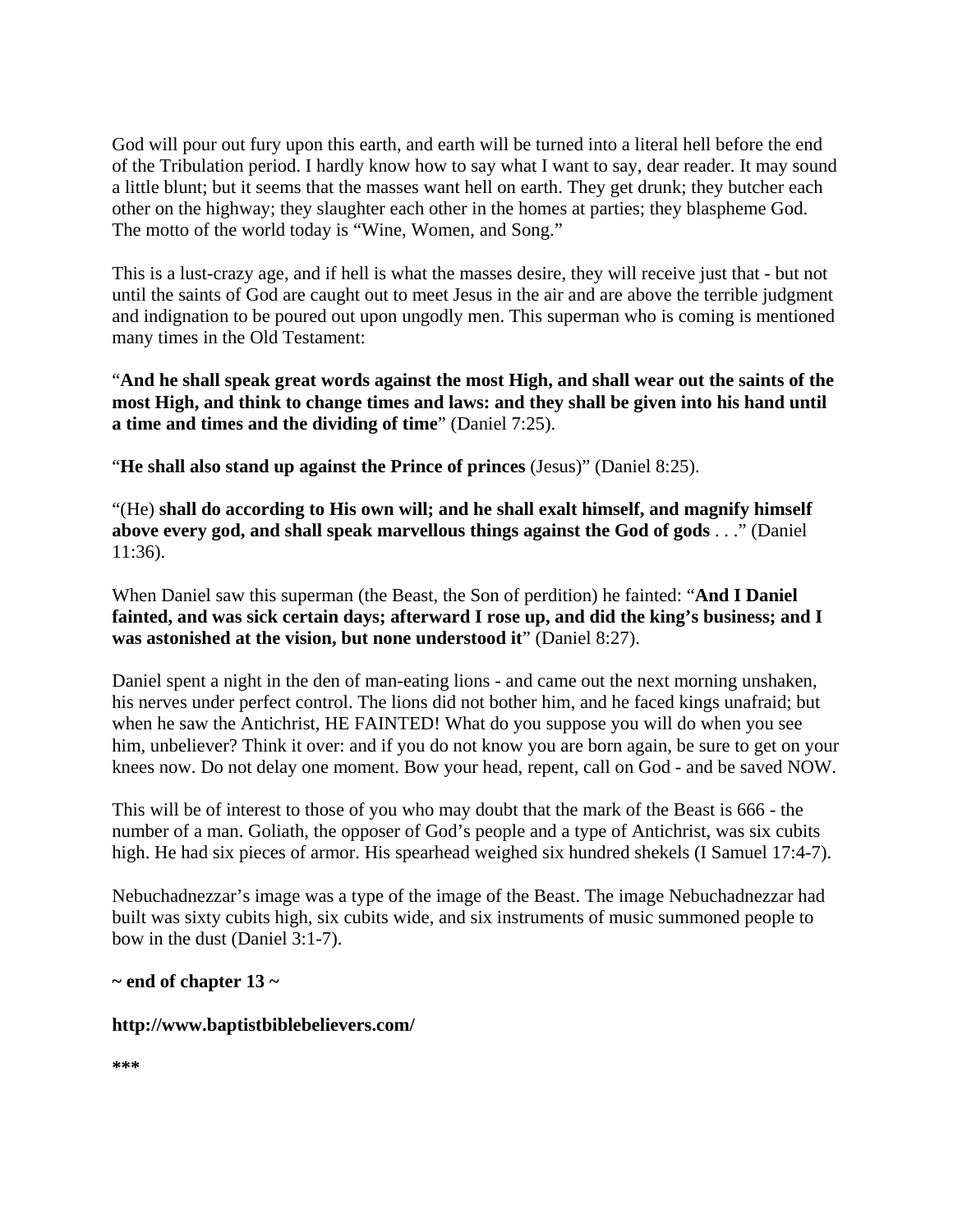God will pour out fury upon this earth, and earth will be turned into a literal hell before the end of the Tribulation period. I hardly know how to say what I want to say, dear reader. It may sound a little blunt; but it seems that the masses want hell on earth. They get drunk; they butcher each other on the highway; they slaughter each other in the homes at parties; they blaspheme God. The motto of the world today is "Wine, Women, and Song."

This is a lust-crazy age, and if hell is what the masses desire, they will receive just that - but not until the saints of God are caught out to meet Jesus in the air and are above the terrible judgment and indignation to be poured out upon ungodly men. This superman who is coming is mentioned many times in the Old Testament:

"**And he shall speak great words against the most High, and shall wear out the saints of the most High, and think to change times and laws: and they shall be given into his hand until a time and times and the dividing of time**" (Daniel 7:25).

"**He shall also stand up against the Prince of princes** (Jesus)" (Daniel 8:25).

"(He) **shall do according to His own will; and he shall exalt himself, and magnify himself above every god, and shall speak marvellous things against the God of gods** . . ." (Daniel 11:36).

When Daniel saw this superman (the Beast, the Son of perdition) he fainted: "**And I Daniel fainted, and was sick certain days; afterward I rose up, and did the king's business; and I was astonished at the vision, but none understood it**" (Daniel 8:27).

Daniel spent a night in the den of man-eating lions - and came out the next morning unshaken, his nerves under perfect control. The lions did not bother him, and he faced kings unafraid; but when he saw the Antichrist, HE FAINTED! What do you suppose you will do when you see him, unbeliever? Think it over: and if you do not know you are born again, be sure to get on your knees now. Do not delay one moment. Bow your head, repent, call on God - and be saved NOW.

This will be of interest to those of you who may doubt that the mark of the Beast is 666 - the number of a man. Goliath, the opposer of God's people and a type of Antichrist, was six cubits high. He had six pieces of armor. His spearhead weighed six hundred shekels (I Samuel 17:4-7).

Nebuchadnezzar's image was a type of the image of the Beast. The image Nebuchadnezzar had built was sixty cubits high, six cubits wide, and six instruments of music summoned people to bow in the dust (Daniel 3:1-7).

**~ end of chapter 13 ~**

**http://www.baptistbiblebelievers.com/**

*****